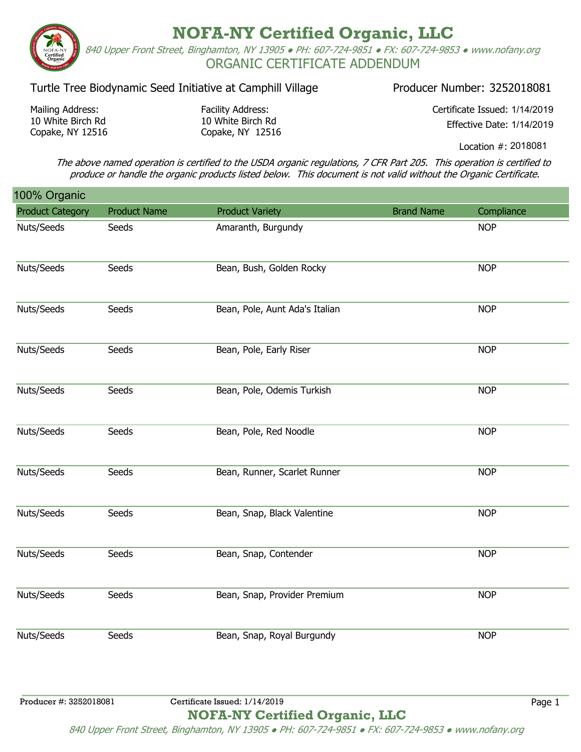# NOFA-NY Certified Organic, LLC

*840 Upper Front Street, Binghamton, NY 13905 ● PH: 607-724-9851 ● FX: 607-724-9853 ● www.nofany.org*

ORGANIC CERTIFICATE ADDENDUM

Turtle Tree Biodynamic Seed Initiative at Camphill Village

Producer Number: 3252018081

Mailing Address:
10 White Birch Rd
Copake, NY 12516

Facility Address:
10 White Birch Rd
Copake, NY 12516

Certificate Issued: 1/14/2019
Effective Date: 1/14/2019

Location #: 2018081

*The above named operation is certified to the USDA organic regulations, 7 CFR Part 205. This operation is certified to produce or handle the organic products listed below. This document is not valid without the Organic Certificate.*

## 100% Organic

| Product Category | Product Name | Product Variety | Brand Name | Compliance |
|---|---|---|---|---|
| Nuts/Seeds | Seeds | Amaranth, Burgundy | | NOP |
| Nuts/Seeds | Seeds | Bean, Bush, Golden Rocky | | NOP |
| Nuts/Seeds | Seeds | Bean, Pole, Aunt Ada's Italian | | NOP |
| Nuts/Seeds | Seeds | Bean, Pole, Early Riser | | NOP |
| Nuts/Seeds | Seeds | Bean, Pole, Odemis Turkish | | NOP |
| Nuts/Seeds | Seeds | Bean, Pole, Red Noodle | | NOP |
| Nuts/Seeds | Seeds | Bean, Runner, Scarlet Runner | | NOP |
| Nuts/Seeds | Seeds | Bean, Snap, Black Valentine | | NOP |
| Nuts/Seeds | Seeds | Bean, Snap, Contender | | NOP |
| Nuts/Seeds | Seeds | Bean, Snap, Provider Premium | | NOP |
| Nuts/Seeds | Seeds | Bean, Snap, Royal Burgundy | | NOP |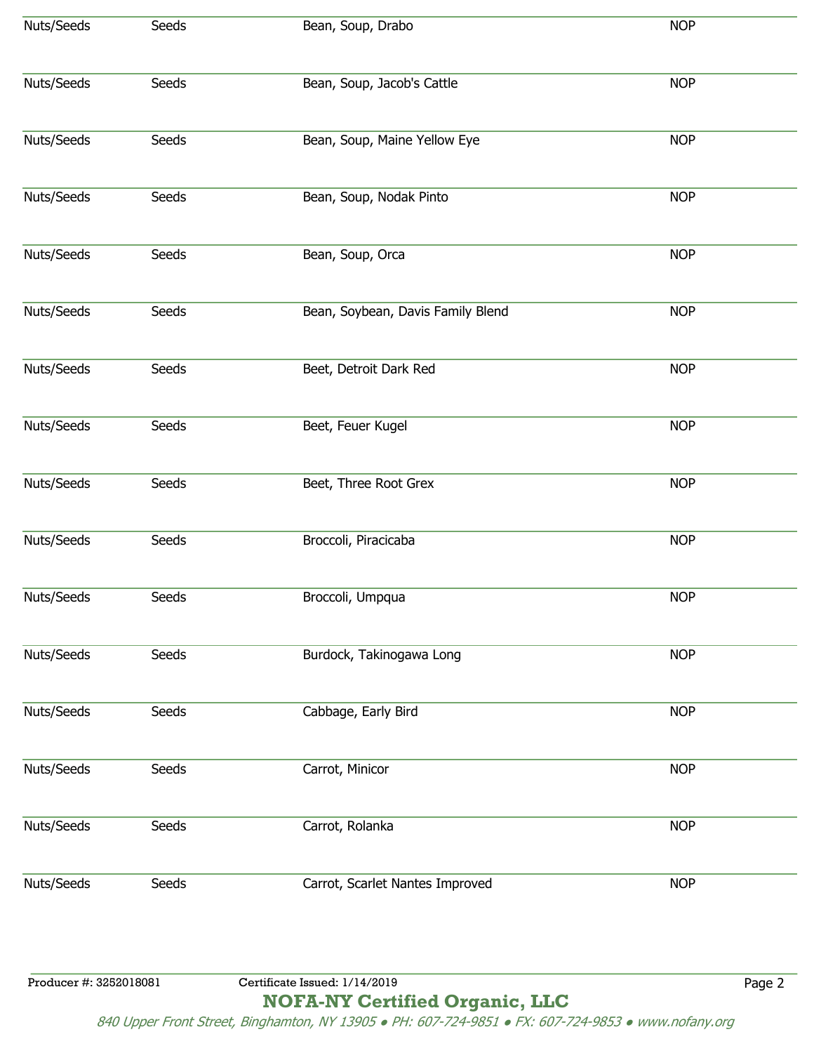| | | | |
|---|---|---|---|
| Nuts/Seeds | Seeds | Bean, Soup, Drabo | NOP |
| Nuts/Seeds | Seeds | Bean, Soup, Jacob's Cattle | NOP |
| Nuts/Seeds | Seeds | Bean, Soup, Maine Yellow Eye | NOP |
| Nuts/Seeds | Seeds | Bean, Soup, Nodak Pinto | NOP |
| Nuts/Seeds | Seeds | Bean, Soup, Orca | NOP |
| Nuts/Seeds | Seeds | Bean, Soybean, Davis Family Blend | NOP |
| Nuts/Seeds | Seeds | Beet, Detroit Dark Red | NOP |
| Nuts/Seeds | Seeds | Beet, Feuer Kugel | NOP |
| Nuts/Seeds | Seeds | Beet, Three Root Grex | NOP |
| Nuts/Seeds | Seeds | Broccoli, Piracicaba | NOP |
| Nuts/Seeds | Seeds | Broccoli, Umpqua | NOP |
| Nuts/Seeds | Seeds | Burdock, Takinogawa Long | NOP |
| Nuts/Seeds | Seeds | Cabbage, Early Bird | NOP |
| Nuts/Seeds | Seeds | Carrot, Minicor | NOP |
| Nuts/Seeds | Seeds | Carrot, Rolanka | NOP |
| Nuts/Seeds | Seeds | Carrot, Scarlet Nantes Improved | NOP |

Producer #: 3252018081 Certificate Issued: 1/14/2019

**NOFA-NY Certified Organic, LLC**

*840 Upper Front Street, Binghamton, NY 13905 ● PH: 607-724-9851 ● FX: 607-724-9853 ● www.nofany.org*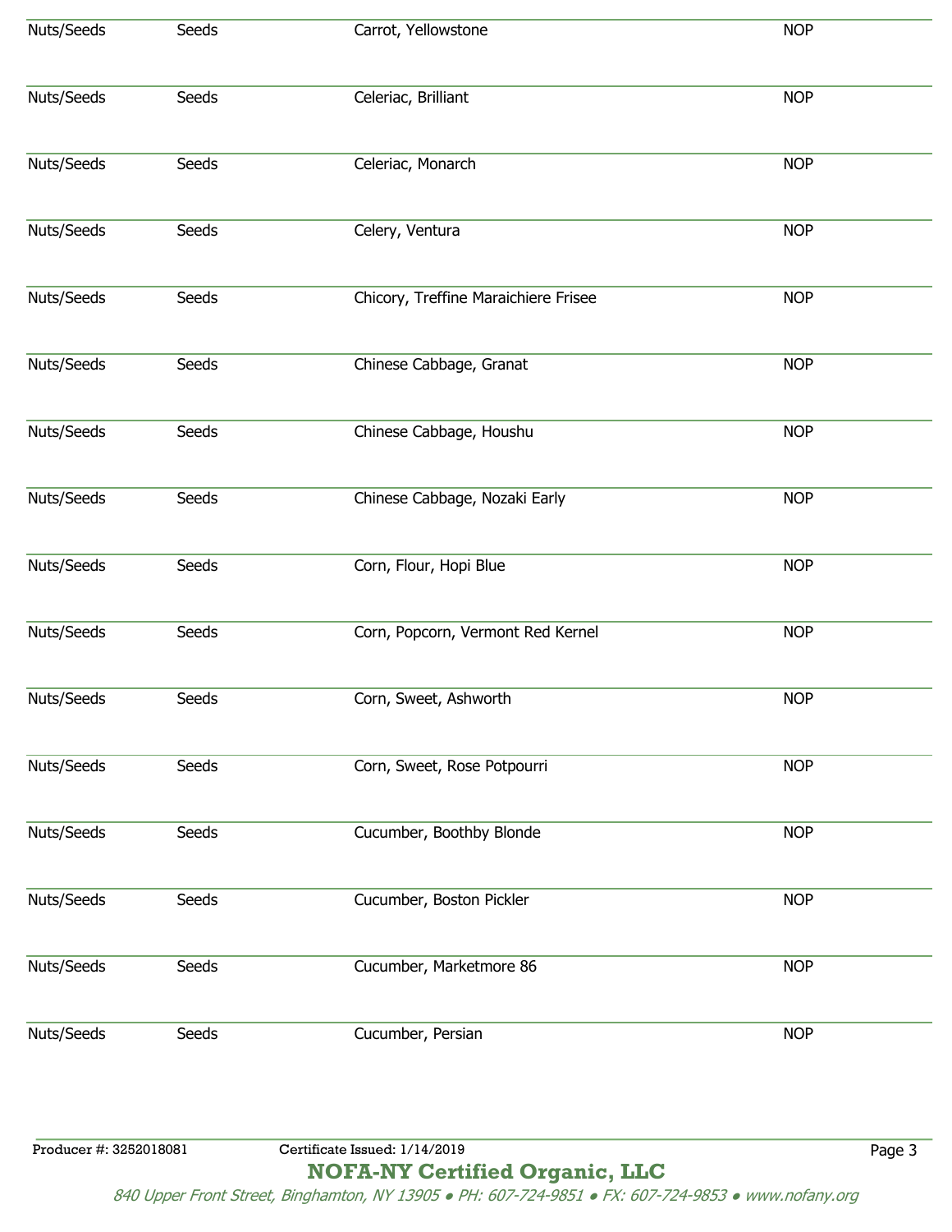| | | | |
|---|---|---|---|
| Nuts/Seeds | Seeds | Carrot, Yellowstone | NOP |
| Nuts/Seeds | Seeds | Celeriac, Brilliant | NOP |
| Nuts/Seeds | Seeds | Celeriac, Monarch | NOP |
| Nuts/Seeds | Seeds | Celery, Ventura | NOP |
| Nuts/Seeds | Seeds | Chicory, Treffine Maraichiere Frisee | NOP |
| Nuts/Seeds | Seeds | Chinese Cabbage, Granat | NOP |
| Nuts/Seeds | Seeds | Chinese Cabbage, Houshu | NOP |
| Nuts/Seeds | Seeds | Chinese Cabbage, Nozaki Early | NOP |
| Nuts/Seeds | Seeds | Corn, Flour, Hopi Blue | NOP |
| Nuts/Seeds | Seeds | Corn, Popcorn, Vermont Red Kernel | NOP |
| Nuts/Seeds | Seeds | Corn, Sweet, Ashworth | NOP |
| Nuts/Seeds | Seeds | Corn, Sweet, Rose Potpourri | NOP |
| Nuts/Seeds | Seeds | Cucumber, Boothby Blonde | NOP |
| Nuts/Seeds | Seeds | Cucumber, Boston Pickler | NOP |
| Nuts/Seeds | Seeds | Cucumber, Marketmore 86 | NOP |
| Nuts/Seeds | Seeds | Cucumber, Persian | NOP |

Producer #: 3252018081 Certificate Issued: 1/14/2019

**NOFA-NY Certified Organic, LLC**

*840 Upper Front Street, Binghamton, NY 13905 • PH: 607-724-9851 • FX: 607-724-9853 • www.nofany.org*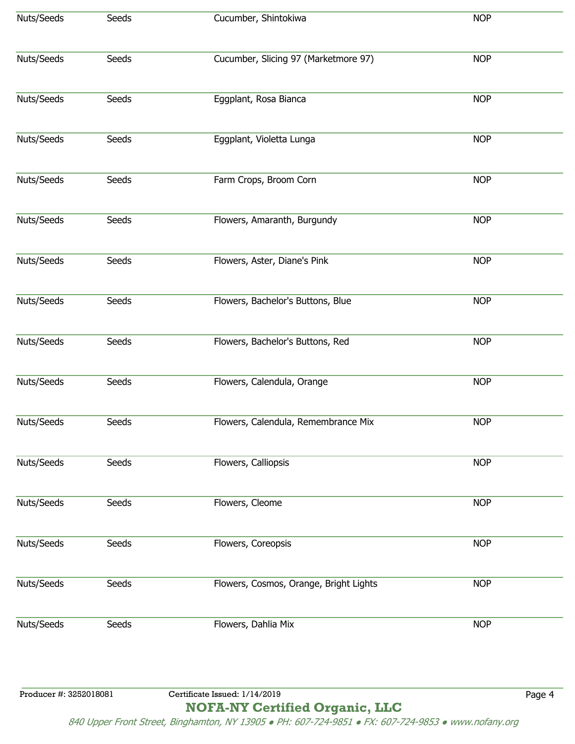| | | | |
|---|---|---|---|
| Nuts/Seeds | Seeds | Cucumber, Shintokiwa | NOP |
| Nuts/Seeds | Seeds | Cucumber, Slicing 97 (Marketmore 97) | NOP |
| Nuts/Seeds | Seeds | Eggplant, Rosa Bianca | NOP |
| Nuts/Seeds | Seeds | Eggplant, Violetta Lunga | NOP |
| Nuts/Seeds | Seeds | Farm Crops, Broom Corn | NOP |
| Nuts/Seeds | Seeds | Flowers, Amaranth, Burgundy | NOP |
| Nuts/Seeds | Seeds | Flowers, Aster, Diane's Pink | NOP |
| Nuts/Seeds | Seeds | Flowers, Bachelor's Buttons, Blue | NOP |
| Nuts/Seeds | Seeds | Flowers, Bachelor's Buttons, Red | NOP |
| Nuts/Seeds | Seeds | Flowers, Calendula, Orange | NOP |
| Nuts/Seeds | Seeds | Flowers, Calendula, Remembrance Mix | NOP |
| Nuts/Seeds | Seeds | Flowers, Calliopsis | NOP |
| Nuts/Seeds | Seeds | Flowers, Cleome | NOP |
| Nuts/Seeds | Seeds | Flowers, Coreopsis | NOP |
| Nuts/Seeds | Seeds | Flowers, Cosmos, Orange, Bright Lights | NOP |
| Nuts/Seeds | Seeds | Flowers, Dahlia Mix | NOP |

Producer #: 3252018081 Certificate Issued: 1/14/2019

**NOFA-NY Certified Organic, LLC**

*840 Upper Front Street, Binghamton, NY 13905 • PH: 607-724-9851 • FX: 607-724-9853 • www.nofany.org*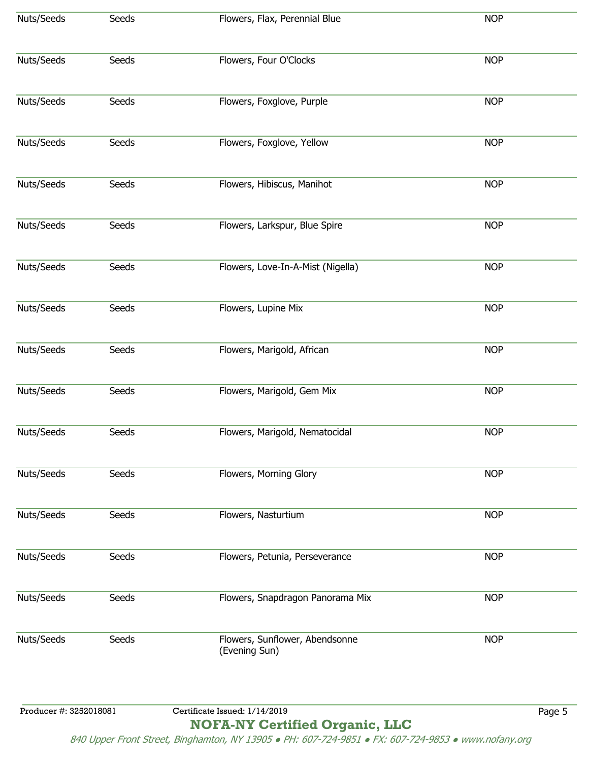| | | | |
|---|---|---|---|
| Nuts/Seeds | Seeds | Flowers, Flax, Perennial Blue | NOP |
| Nuts/Seeds | Seeds | Flowers, Four O'Clocks | NOP |
| Nuts/Seeds | Seeds | Flowers, Foxglove, Purple | NOP |
| Nuts/Seeds | Seeds | Flowers, Foxglove, Yellow | NOP |
| Nuts/Seeds | Seeds | Flowers, Hibiscus, Manihot | NOP |
| Nuts/Seeds | Seeds | Flowers, Larkspur, Blue Spire | NOP |
| Nuts/Seeds | Seeds | Flowers, Love-In-A-Mist (Nigella) | NOP |
| Nuts/Seeds | Seeds | Flowers, Lupine Mix | NOP |
| Nuts/Seeds | Seeds | Flowers, Marigold, African | NOP |
| Nuts/Seeds | Seeds | Flowers, Marigold, Gem Mix | NOP |
| Nuts/Seeds | Seeds | Flowers, Marigold, Nematocidal | NOP |
| Nuts/Seeds | Seeds | Flowers, Morning Glory | NOP |
| Nuts/Seeds | Seeds | Flowers, Nasturtium | NOP |
| Nuts/Seeds | Seeds | Flowers, Petunia, Perseverance | NOP |
| Nuts/Seeds | Seeds | Flowers, Snapdragon Panorama Mix | NOP |
| Nuts/Seeds | Seeds | Flowers, Sunflower, Abendsonne (Evening Sun) | NOP |

Producer #: 3252018081 Certificate Issued: 1/14/2019

**NOFA-NY Certified Organic, LLC**

*840 Upper Front Street, Binghamton, NY 13905 • PH: 607-724-9851 • FX: 607-724-9853 • www.nofany.org*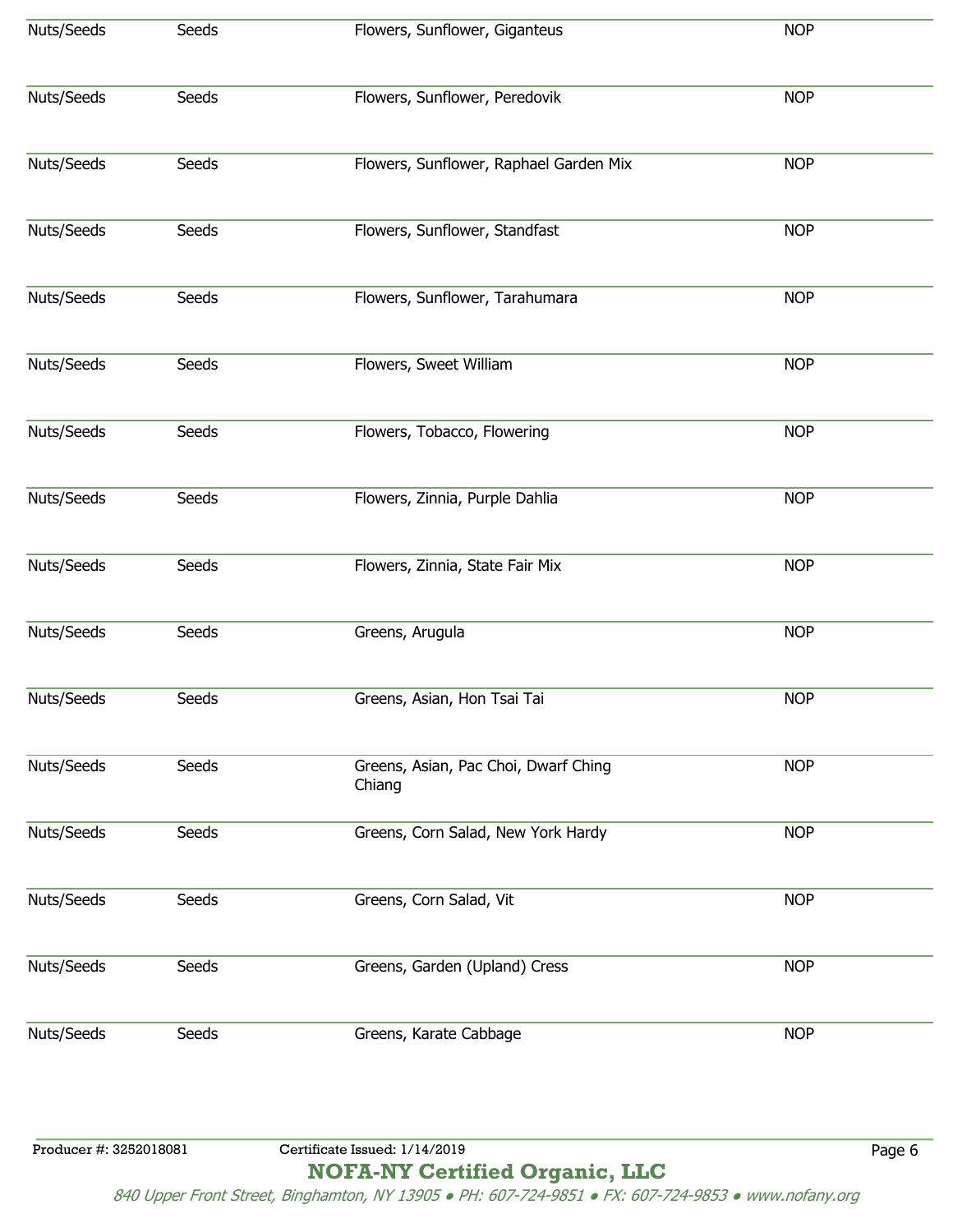| | | | |
|---|---|---|---|
| Nuts/Seeds | Seeds | Flowers, Sunflower, Giganteus | NOP |
| Nuts/Seeds | Seeds | Flowers, Sunflower, Peredovik | NOP |
| Nuts/Seeds | Seeds | Flowers, Sunflower, Raphael Garden Mix | NOP |
| Nuts/Seeds | Seeds | Flowers, Sunflower, Standfast | NOP |
| Nuts/Seeds | Seeds | Flowers, Sunflower, Tarahumara | NOP |
| Nuts/Seeds | Seeds | Flowers, Sweet William | NOP |
| Nuts/Seeds | Seeds | Flowers, Tobacco, Flowering | NOP |
| Nuts/Seeds | Seeds | Flowers, Zinnia, Purple Dahlia | NOP |
| Nuts/Seeds | Seeds | Flowers, Zinnia, State Fair Mix | NOP |
| Nuts/Seeds | Seeds | Greens, Arugula | NOP |
| Nuts/Seeds | Seeds | Greens, Asian, Hon Tsai Tai | NOP |
| Nuts/Seeds | Seeds | Greens, Asian, Pac Choi, Dwarf Ching Chiang | NOP |
| Nuts/Seeds | Seeds | Greens, Corn Salad, New York Hardy | NOP |
| Nuts/Seeds | Seeds | Greens, Corn Salad, Vit | NOP |
| Nuts/Seeds | Seeds | Greens, Garden (Upland) Cress | NOP |
| Nuts/Seeds | Seeds | Greens, Karate Cabbage | NOP |

Producer #: 3252018081 Certificate Issued: 1/14/2019

**NOFA-NY Certified Organic, LLC**

*840 Upper Front Street, Binghamton, NY 13905 • PH: 607-724-9851 • FX: 607-724-9853 • www.nofany.org*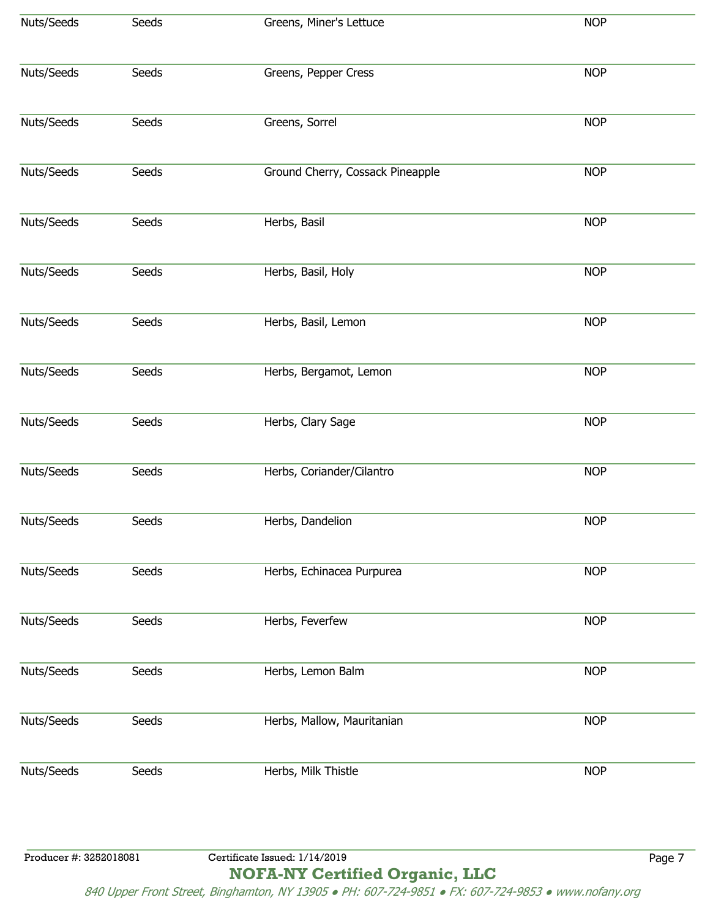| | | | |
|---|---|---|---|
| Nuts/Seeds | Seeds | Greens, Miner's Lettuce | NOP |
| Nuts/Seeds | Seeds | Greens, Pepper Cress | NOP |
| Nuts/Seeds | Seeds | Greens, Sorrel | NOP |
| Nuts/Seeds | Seeds | Ground Cherry, Cossack Pineapple | NOP |
| Nuts/Seeds | Seeds | Herbs, Basil | NOP |
| Nuts/Seeds | Seeds | Herbs, Basil, Holy | NOP |
| Nuts/Seeds | Seeds | Herbs, Basil, Lemon | NOP |
| Nuts/Seeds | Seeds | Herbs, Bergamot, Lemon | NOP |
| Nuts/Seeds | Seeds | Herbs, Clary Sage | NOP |
| Nuts/Seeds | Seeds | Herbs, Coriander/Cilantro | NOP |
| Nuts/Seeds | Seeds | Herbs, Dandelion | NOP |
| Nuts/Seeds | Seeds | Herbs, Echinacea Purpurea | NOP |
| Nuts/Seeds | Seeds | Herbs, Feverfew | NOP |
| Nuts/Seeds | Seeds | Herbs, Lemon Balm | NOP |
| Nuts/Seeds | Seeds | Herbs, Mallow, Mauritanian | NOP |
| Nuts/Seeds | Seeds | Herbs, Milk Thistle | NOP |

Producer #: 3252018081 Certificate Issued: 1/14/2019

**NOFA-NY Certified Organic, LLC**

*840 Upper Front Street, Binghamton, NY 13905 • PH: 607-724-9851 • FX: 607-724-9853 • www.nofany.org*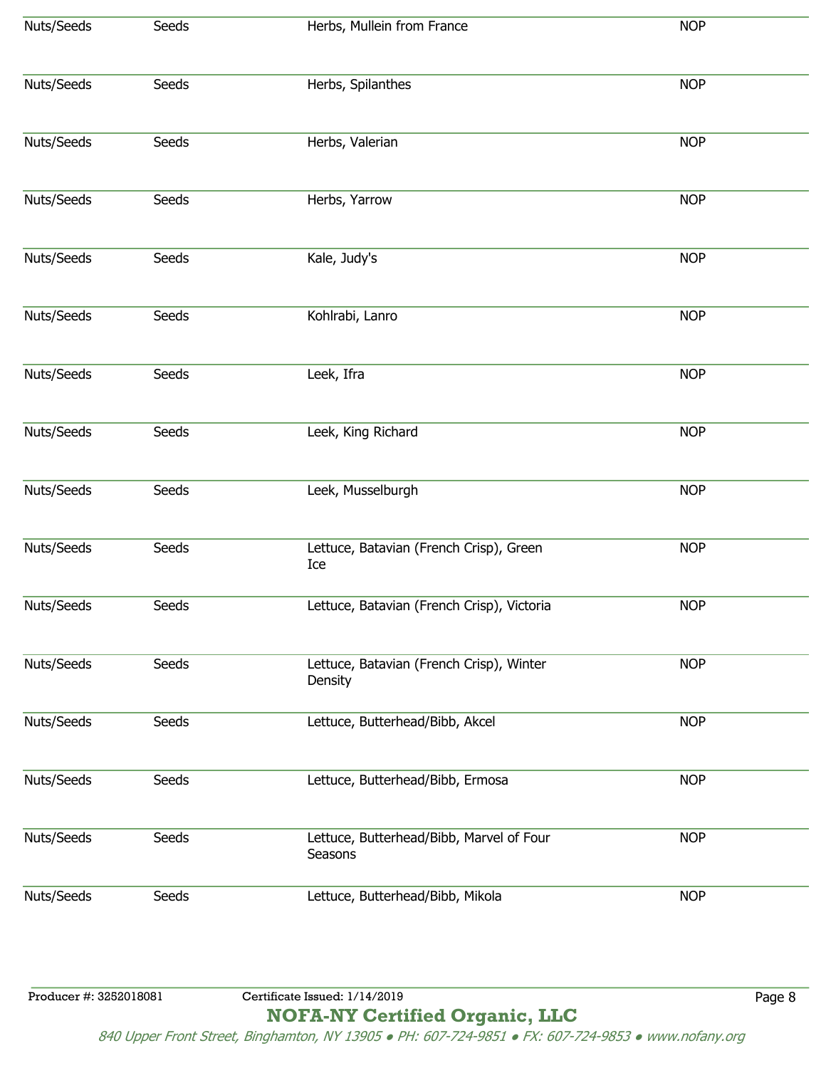| | | | |
|---|---|---|---|
| Nuts/Seeds | Seeds | Herbs, Mullein from France | NOP |
| Nuts/Seeds | Seeds | Herbs, Spilanthes | NOP |
| Nuts/Seeds | Seeds | Herbs, Valerian | NOP |
| Nuts/Seeds | Seeds | Herbs, Yarrow | NOP |
| Nuts/Seeds | Seeds | Kale, Judy's | NOP |
| Nuts/Seeds | Seeds | Kohlrabi, Lanro | NOP |
| Nuts/Seeds | Seeds | Leek, Ifra | NOP |
| Nuts/Seeds | Seeds | Leek, King Richard | NOP |
| Nuts/Seeds | Seeds | Leek, Musselburgh | NOP |
| Nuts/Seeds | Seeds | Lettuce, Batavian (French Crisp), Green Ice | NOP |
| Nuts/Seeds | Seeds | Lettuce, Batavian (French Crisp), Victoria | NOP |
| Nuts/Seeds | Seeds | Lettuce, Batavian (French Crisp), Winter Density | NOP |
| Nuts/Seeds | Seeds | Lettuce, Butterhead/Bibb, Akcel | NOP |
| Nuts/Seeds | Seeds | Lettuce, Butterhead/Bibb, Ermosa | NOP |
| Nuts/Seeds | Seeds | Lettuce, Butterhead/Bibb, Marvel of Four Seasons | NOP |
| Nuts/Seeds | Seeds | Lettuce, Butterhead/Bibb, Mikola | NOP |

Producer #: 3252018081 Certificate Issued: 1/14/2019

**NOFA-NY Certified Organic, LLC**

*840 Upper Front Street, Binghamton, NY 13905 • PH: 607-724-9851 • FX: 607-724-9853 • www.nofany.org*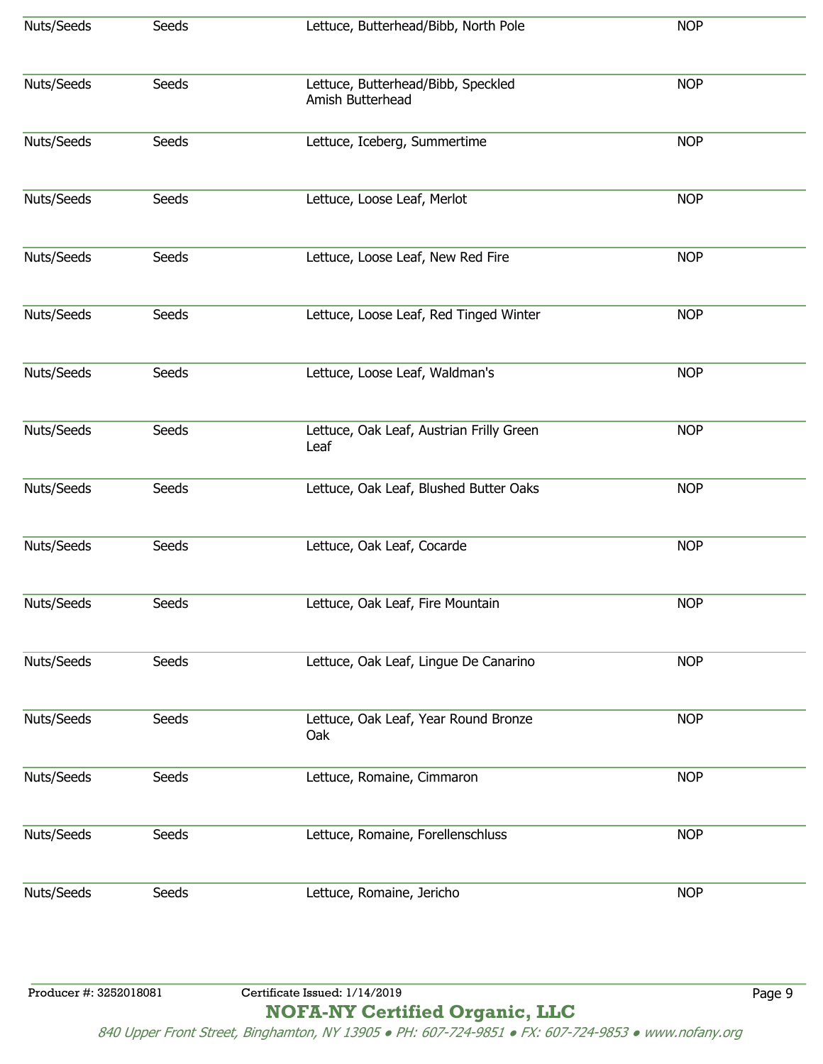| | | | |
|---|---|---|---|
| Nuts/Seeds | Seeds | Lettuce, Butterhead/Bibb, North Pole | NOP |
| Nuts/Seeds | Seeds | Lettuce, Butterhead/Bibb, Speckled Amish Butterhead | NOP |
| Nuts/Seeds | Seeds | Lettuce, Iceberg, Summertime | NOP |
| Nuts/Seeds | Seeds | Lettuce, Loose Leaf, Merlot | NOP |
| Nuts/Seeds | Seeds | Lettuce, Loose Leaf, New Red Fire | NOP |
| Nuts/Seeds | Seeds | Lettuce, Loose Leaf, Red Tinged Winter | NOP |
| Nuts/Seeds | Seeds | Lettuce, Loose Leaf, Waldman's | NOP |
| Nuts/Seeds | Seeds | Lettuce, Oak Leaf, Austrian Frilly Green Leaf | NOP |
| Nuts/Seeds | Seeds | Lettuce, Oak Leaf, Blushed Butter Oaks | NOP |
| Nuts/Seeds | Seeds | Lettuce, Oak Leaf, Cocarde | NOP |
| Nuts/Seeds | Seeds | Lettuce, Oak Leaf, Fire Mountain | NOP |
| Nuts/Seeds | Seeds | Lettuce, Oak Leaf, Lingue De Canarino | NOP |
| Nuts/Seeds | Seeds | Lettuce, Oak Leaf, Year Round Bronze Oak | NOP |
| Nuts/Seeds | Seeds | Lettuce, Romaine, Cimmaron | NOP |
| Nuts/Seeds | Seeds | Lettuce, Romaine, Forellenschluss | NOP |
| Nuts/Seeds | Seeds | Lettuce, Romaine, Jericho | NOP |

Producer #: 3252018081    Certificate Issued: 1/14/2019

**NOFA-NY Certified Organic, LLC**

*840 Upper Front Street, Binghamton, NY 13905 • PH: 607-724-9851 • FX: 607-724-9853 • www.nofany.org*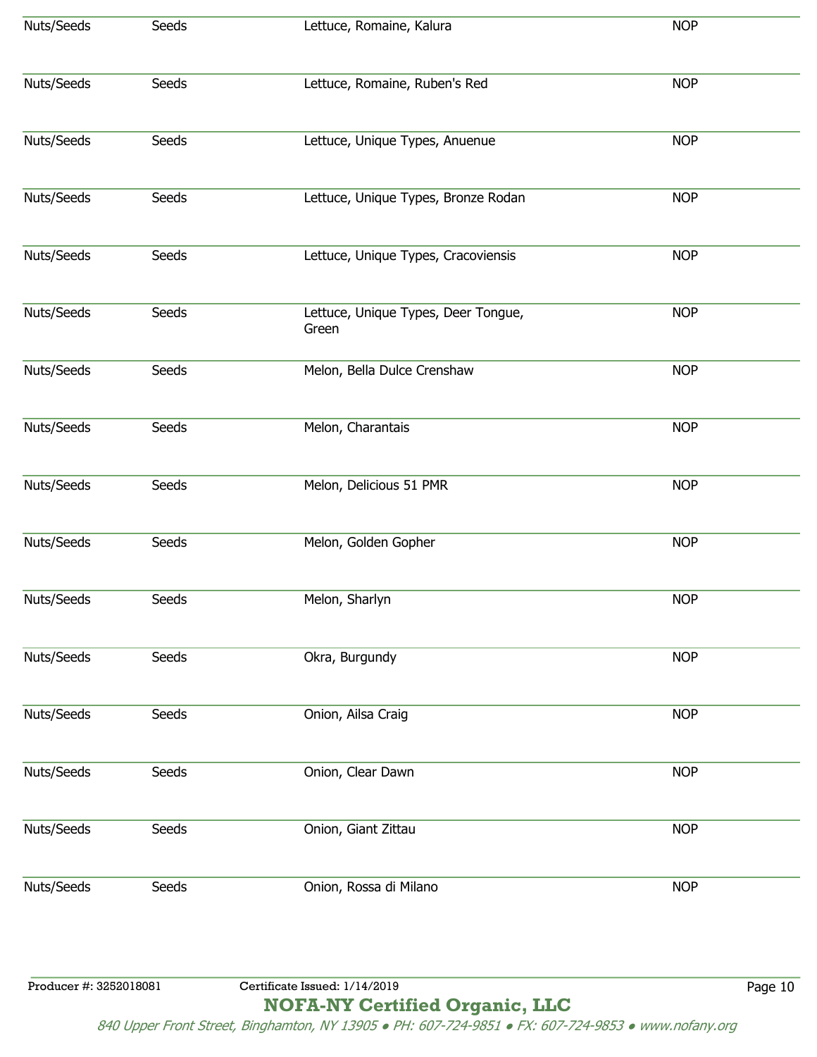| | | | |
|---|---|---|---|
| Nuts/Seeds | Seeds | Lettuce, Romaine, Kalura | NOP |
| Nuts/Seeds | Seeds | Lettuce, Romaine, Ruben's Red | NOP |
| Nuts/Seeds | Seeds | Lettuce, Unique Types, Anuenue | NOP |
| Nuts/Seeds | Seeds | Lettuce, Unique Types, Bronze Rodan | NOP |
| Nuts/Seeds | Seeds | Lettuce, Unique Types, Cracoviensis | NOP |
| Nuts/Seeds | Seeds | Lettuce, Unique Types, Deer Tongue, Green | NOP |
| Nuts/Seeds | Seeds | Melon, Bella Dulce Crenshaw | NOP |
| Nuts/Seeds | Seeds | Melon, Charantais | NOP |
| Nuts/Seeds | Seeds | Melon, Delicious 51 PMR | NOP |
| Nuts/Seeds | Seeds | Melon, Golden Gopher | NOP |
| Nuts/Seeds | Seeds | Melon, Sharlyn | NOP |
| Nuts/Seeds | Seeds | Okra, Burgundy | NOP |
| Nuts/Seeds | Seeds | Onion, Ailsa Craig | NOP |
| Nuts/Seeds | Seeds | Onion, Clear Dawn | NOP |
| Nuts/Seeds | Seeds | Onion, Giant Zittau | NOP |
| Nuts/Seeds | Seeds | Onion, Rossa di Milano | NOP |

Producer #: 3252018081 Certificate Issued: 1/14/2019

**NOFA-NY Certified Organic, LLC**

*840 Upper Front Street, Binghamton, NY 13905 ● PH: 607-724-9851 ● FX: 607-724-9853 ● www.nofany.org*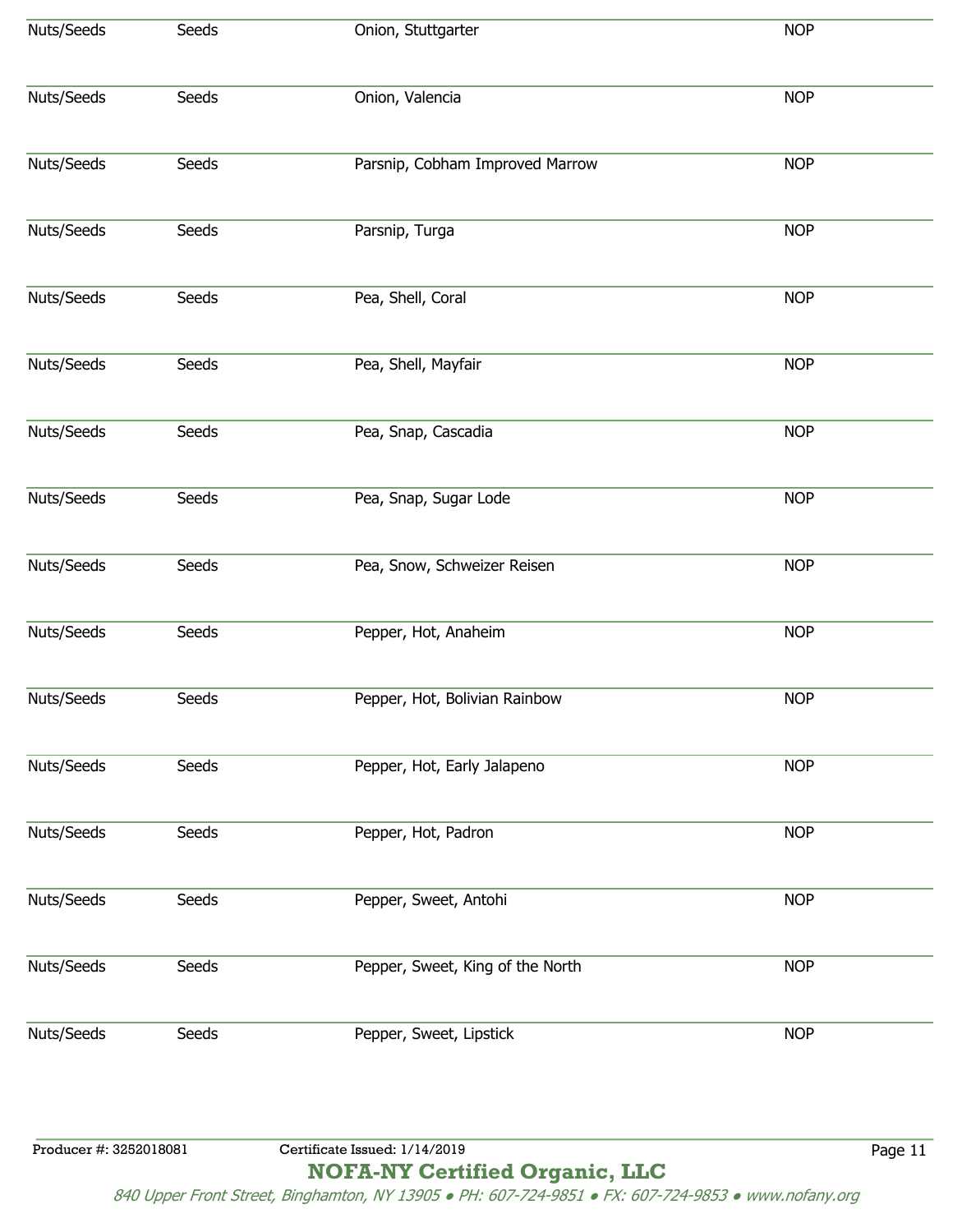| | | | |
|---|---|---|---|
| Nuts/Seeds | Seeds | Onion, Stuttgarter | NOP |
| Nuts/Seeds | Seeds | Onion, Valencia | NOP |
| Nuts/Seeds | Seeds | Parsnip, Cobham Improved Marrow | NOP |
| Nuts/Seeds | Seeds | Parsnip, Turga | NOP |
| Nuts/Seeds | Seeds | Pea, Shell, Coral | NOP |
| Nuts/Seeds | Seeds | Pea, Shell, Mayfair | NOP |
| Nuts/Seeds | Seeds | Pea, Snap, Cascadia | NOP |
| Nuts/Seeds | Seeds | Pea, Snap, Sugar Lode | NOP |
| Nuts/Seeds | Seeds | Pea, Snow, Schweizer Reisen | NOP |
| Nuts/Seeds | Seeds | Pepper, Hot, Anaheim | NOP |
| Nuts/Seeds | Seeds | Pepper, Hot, Bolivian Rainbow | NOP |
| Nuts/Seeds | Seeds | Pepper, Hot, Early Jalapeno | NOP |
| Nuts/Seeds | Seeds | Pepper, Hot, Padron | NOP |
| Nuts/Seeds | Seeds | Pepper, Sweet, Antohi | NOP |
| Nuts/Seeds | Seeds | Pepper, Sweet, King of the North | NOP |
| Nuts/Seeds | Seeds | Pepper, Sweet, Lipstick | NOP |

Producer #: 3252018081 Certificate Issued: 1/14/2019

**NOFA-NY Certified Organic, LLC**

*840 Upper Front Street, Binghamton, NY 13905 ● PH: 607-724-9851 ● FX: 607-724-9853 ● www.nofany.org*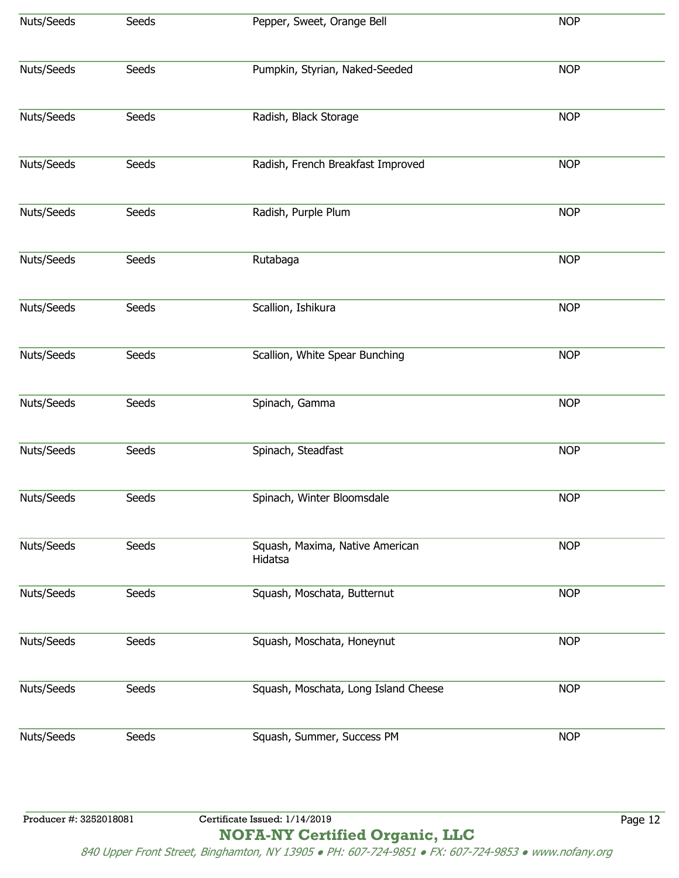| Nuts/Seeds | Seeds | Pepper, Sweet, Orange Bell | NOP |
|---|---|---|---|
| Nuts/Seeds | Seeds | Pumpkin, Styrian, Naked-Seeded | NOP |
| Nuts/Seeds | Seeds | Radish, Black Storage | NOP |
| Nuts/Seeds | Seeds | Radish, French Breakfast Improved | NOP |
| Nuts/Seeds | Seeds | Radish, Purple Plum | NOP |
| Nuts/Seeds | Seeds | Rutabaga | NOP |
| Nuts/Seeds | Seeds | Scallion, Ishikura | NOP |
| Nuts/Seeds | Seeds | Scallion, White Spear Bunching | NOP |
| Nuts/Seeds | Seeds | Spinach, Gamma | NOP |
| Nuts/Seeds | Seeds | Spinach, Steadfast | NOP |
| Nuts/Seeds | Seeds | Spinach, Winter Bloomsdale | NOP |
| Nuts/Seeds | Seeds | Squash, Maxima, Native American Hidatsa | NOP |
| Nuts/Seeds | Seeds | Squash, Moschata, Butternut | NOP |
| Nuts/Seeds | Seeds | Squash, Moschata, Honeynut | NOP |
| Nuts/Seeds | Seeds | Squash, Moschata, Long Island Cheese | NOP |
| Nuts/Seeds | Seeds | Squash, Summer, Success PM | NOP |

Producer #: 3252018081 Certificate Issued: 1/14/2019

**NOFA-NY Certified Organic, LLC**

*840 Upper Front Street, Binghamton, NY 13905 • PH: 607-724-9851 • FX: 607-724-9853 • www.nofany.org*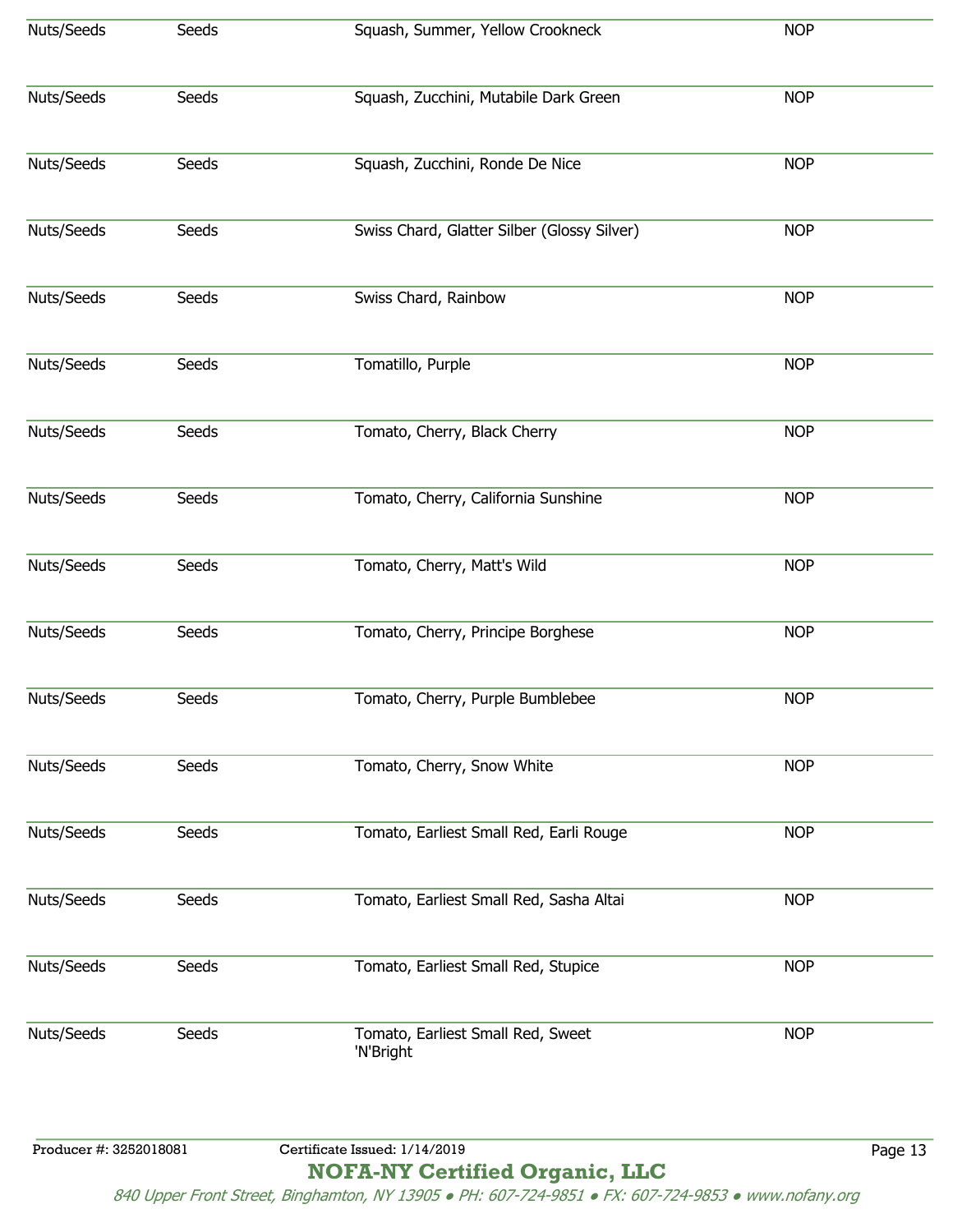| | | | |
|---|---|---|---|
| Nuts/Seeds | Seeds | Squash, Summer, Yellow Crookneck | NOP |
| Nuts/Seeds | Seeds | Squash, Zucchini, Mutabile Dark Green | NOP |
| Nuts/Seeds | Seeds | Squash, Zucchini, Ronde De Nice | NOP |
| Nuts/Seeds | Seeds | Swiss Chard, Glatter Silber (Glossy Silver) | NOP |
| Nuts/Seeds | Seeds | Swiss Chard, Rainbow | NOP |
| Nuts/Seeds | Seeds | Tomatillo, Purple | NOP |
| Nuts/Seeds | Seeds | Tomato, Cherry, Black Cherry | NOP |
| Nuts/Seeds | Seeds | Tomato, Cherry, California Sunshine | NOP |
| Nuts/Seeds | Seeds | Tomato, Cherry, Matt's Wild | NOP |
| Nuts/Seeds | Seeds | Tomato, Cherry, Principe Borghese | NOP |
| Nuts/Seeds | Seeds | Tomato, Cherry, Purple Bumblebee | NOP |
| Nuts/Seeds | Seeds | Tomato, Cherry, Snow White | NOP |
| Nuts/Seeds | Seeds | Tomato, Earliest Small Red, Earli Rouge | NOP |
| Nuts/Seeds | Seeds | Tomato, Earliest Small Red, Sasha Altai | NOP |
| Nuts/Seeds | Seeds | Tomato, Earliest Small Red, Stupice | NOP |
| Nuts/Seeds | Seeds | Tomato, Earliest Small Red, Sweet 'N'Bright | NOP |

Producer #: 3252018081    Certificate Issued: 1/14/2019

**NOFA-NY Certified Organic, LLC**

*840 Upper Front Street, Binghamton, NY 13905 • PH: 607-724-9851 • FX: 607-724-9853 • www.nofany.org*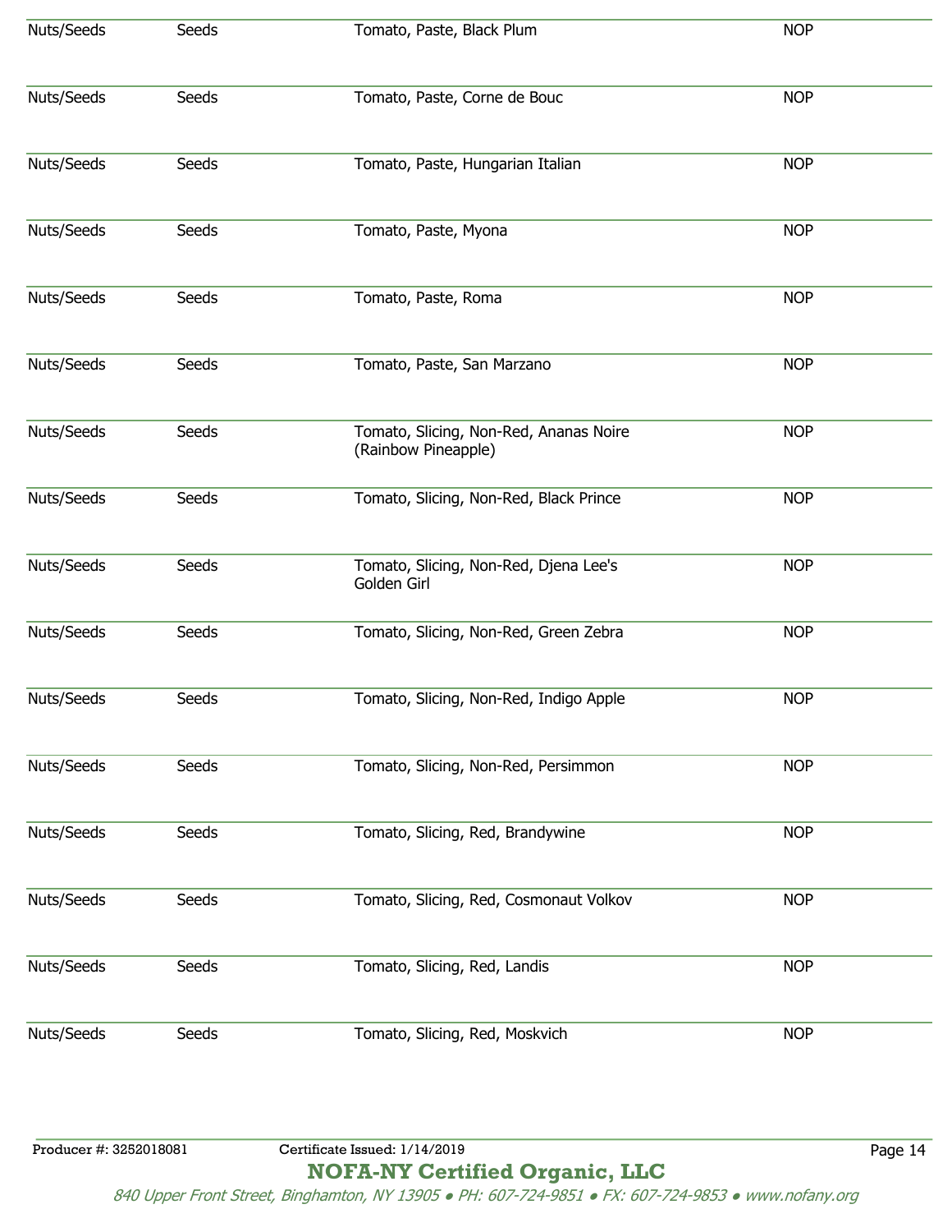| | | | |
|---|---|---|---|
| Nuts/Seeds | Seeds | Tomato, Paste, Black Plum | NOP |
| Nuts/Seeds | Seeds | Tomato, Paste, Corne de Bouc | NOP |
| Nuts/Seeds | Seeds | Tomato, Paste, Hungarian Italian | NOP |
| Nuts/Seeds | Seeds | Tomato, Paste, Myona | NOP |
| Nuts/Seeds | Seeds | Tomato, Paste, Roma | NOP |
| Nuts/Seeds | Seeds | Tomato, Paste, San Marzano | NOP |
| Nuts/Seeds | Seeds | Tomato, Slicing, Non-Red, Ananas Noire (Rainbow Pineapple) | NOP |
| Nuts/Seeds | Seeds | Tomato, Slicing, Non-Red, Black Prince | NOP |
| Nuts/Seeds | Seeds | Tomato, Slicing, Non-Red, Djena Lee's Golden Girl | NOP |
| Nuts/Seeds | Seeds | Tomato, Slicing, Non-Red, Green Zebra | NOP |
| Nuts/Seeds | Seeds | Tomato, Slicing, Non-Red, Indigo Apple | NOP |
| Nuts/Seeds | Seeds | Tomato, Slicing, Non-Red, Persimmon | NOP |
| Nuts/Seeds | Seeds | Tomato, Slicing, Red, Brandywine | NOP |
| Nuts/Seeds | Seeds | Tomato, Slicing, Red, Cosmonaut Volkov | NOP |
| Nuts/Seeds | Seeds | Tomato, Slicing, Red, Landis | NOP |
| Nuts/Seeds | Seeds | Tomato, Slicing, Red, Moskvich | NOP |

Producer #: 3252018081 Certificate Issued: 1/14/2019

**NOFA-NY Certified Organic, LLC**

*840 Upper Front Street, Binghamton, NY 13905 ● PH: 607-724-9851 ● FX: 607-724-9853 ● www.nofany.org*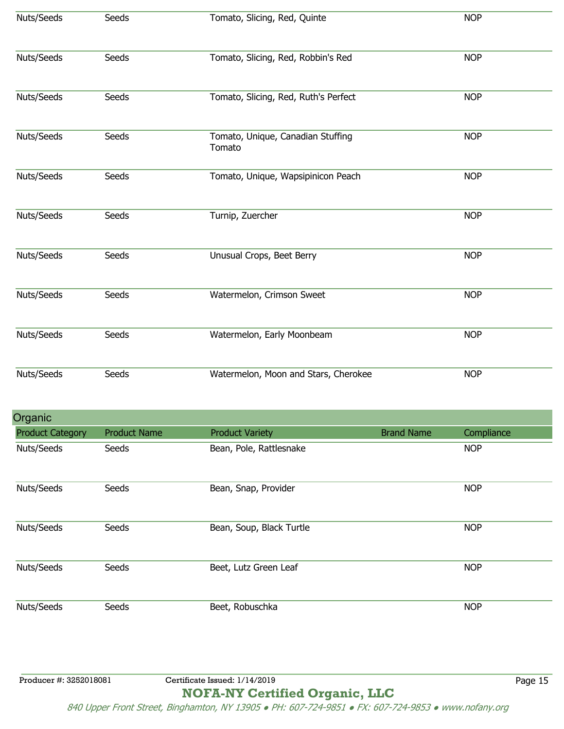| Product Category | Product Name | Product Variety | Brand Name | Compliance |
|---|---|---|---|---|
| Nuts/Seeds | Seeds | Tomato, Slicing, Red, Quinte | | NOP |
| Nuts/Seeds | Seeds | Tomato, Slicing, Red, Robbin's Red | | NOP |
| Nuts/Seeds | Seeds | Tomato, Slicing, Red, Ruth's Perfect | | NOP |
| Nuts/Seeds | Seeds | Tomato, Unique, Canadian Stuffing Tomato | | NOP |
| Nuts/Seeds | Seeds | Tomato, Unique, Wapsipinicon Peach | | NOP |
| Nuts/Seeds | Seeds | Turnip, Zuercher | | NOP |
| Nuts/Seeds | Seeds | Unusual Crops, Beet Berry | | NOP |
| Nuts/Seeds | Seeds | Watermelon, Crimson Sweet | | NOP |
| Nuts/Seeds | Seeds | Watermelon, Early Moonbeam | | NOP |
| Nuts/Seeds | Seeds | Watermelon, Moon and Stars, Cherokee | | NOP |

## Organic

| Product Category | Product Name | Product Variety | Brand Name | Compliance |
|---|---|---|---|---|
| Nuts/Seeds | Seeds | Bean, Pole, Rattlesnake | | NOP |
| Nuts/Seeds | Seeds | Bean, Snap, Provider | | NOP |
| Nuts/Seeds | Seeds | Bean, Soup, Black Turtle | | NOP |
| Nuts/Seeds | Seeds | Beet, Lutz Green Leaf | | NOP |
| Nuts/Seeds | Seeds | Beet, Robuschka | | NOP |

Producer #: 3252018081    Certificate Issued: 1/14/2019

**NOFA-NY Certified Organic, LLC**

*840 Upper Front Street, Binghamton, NY 13905 • PH: 607-724-9851 • FX: 607-724-9853 • www.nofany.org*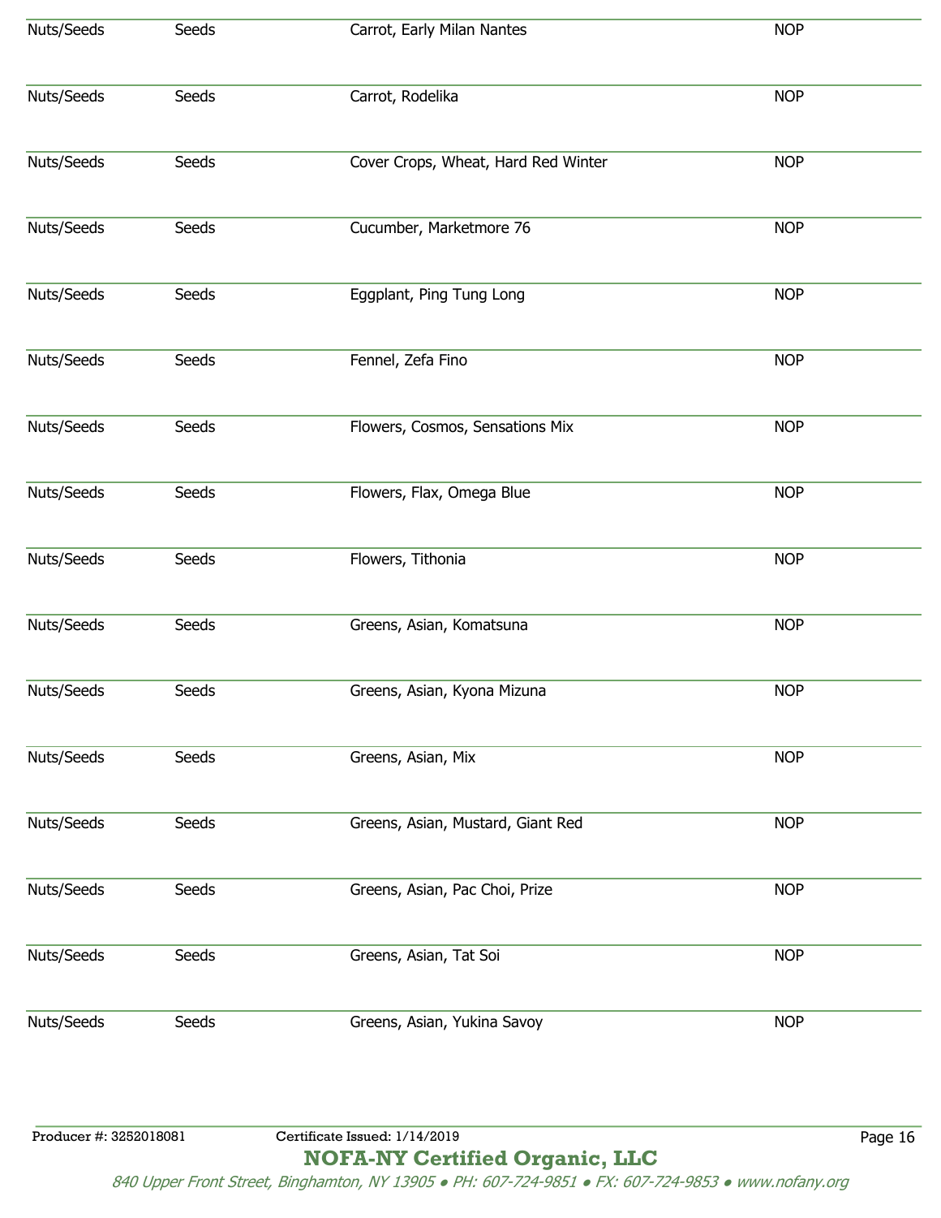| | | | |
|---|---|---|---|
| Nuts/Seeds | Seeds | Carrot, Early Milan Nantes | NOP |
| Nuts/Seeds | Seeds | Carrot, Rodelika | NOP |
| Nuts/Seeds | Seeds | Cover Crops, Wheat, Hard Red Winter | NOP |
| Nuts/Seeds | Seeds | Cucumber, Marketmore 76 | NOP |
| Nuts/Seeds | Seeds | Eggplant, Ping Tung Long | NOP |
| Nuts/Seeds | Seeds | Fennel, Zefa Fino | NOP |
| Nuts/Seeds | Seeds | Flowers, Cosmos, Sensations Mix | NOP |
| Nuts/Seeds | Seeds | Flowers, Flax, Omega Blue | NOP |
| Nuts/Seeds | Seeds | Flowers, Tithonia | NOP |
| Nuts/Seeds | Seeds | Greens, Asian, Komatsuna | NOP |
| Nuts/Seeds | Seeds | Greens, Asian, Kyona Mizuna | NOP |
| Nuts/Seeds | Seeds | Greens, Asian, Mix | NOP |
| Nuts/Seeds | Seeds | Greens, Asian, Mustard, Giant Red | NOP |
| Nuts/Seeds | Seeds | Greens, Asian, Pac Choi, Prize | NOP |
| Nuts/Seeds | Seeds | Greens, Asian, Tat Soi | NOP |
| Nuts/Seeds | Seeds | Greens, Asian, Yukina Savoy | NOP |

Producer #: 3252018081 Certificate Issued: 1/14/2019

**NOFA-NY Certified Organic, LLC**

*840 Upper Front Street, Binghamton, NY 13905 • PH: 607-724-9851 • FX: 607-724-9853 • www.nofany.org*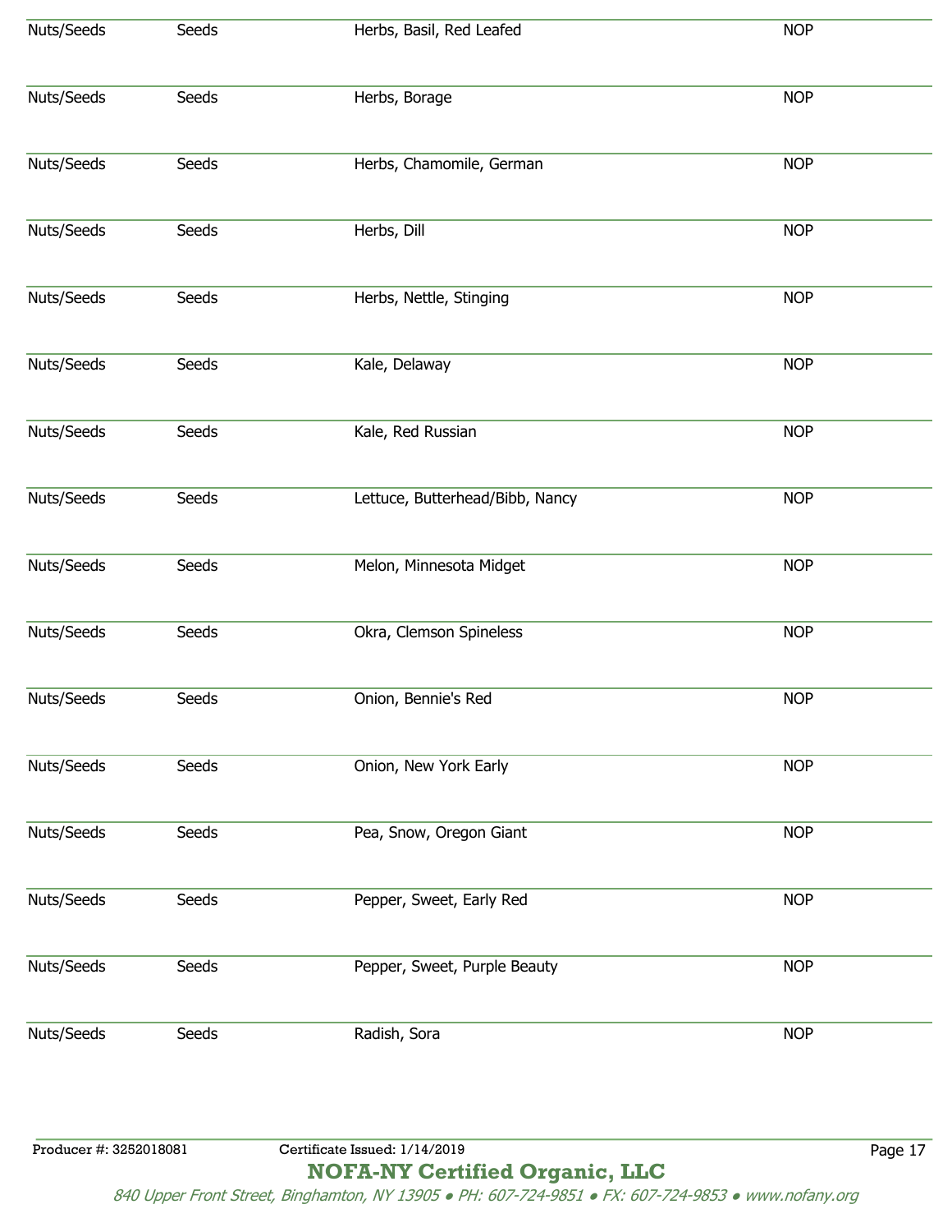| | | | |
|---|---|---|---|
| Nuts/Seeds | Seeds | Herbs, Basil, Red Leafed | NOP |
| Nuts/Seeds | Seeds | Herbs, Borage | NOP |
| Nuts/Seeds | Seeds | Herbs, Chamomile, German | NOP |
| Nuts/Seeds | Seeds | Herbs, Dill | NOP |
| Nuts/Seeds | Seeds | Herbs, Nettle, Stinging | NOP |
| Nuts/Seeds | Seeds | Kale, Delaway | NOP |
| Nuts/Seeds | Seeds | Kale, Red Russian | NOP |
| Nuts/Seeds | Seeds | Lettuce, Butterhead/Bibb, Nancy | NOP |
| Nuts/Seeds | Seeds | Melon, Minnesota Midget | NOP |
| Nuts/Seeds | Seeds | Okra, Clemson Spineless | NOP |
| Nuts/Seeds | Seeds | Onion, Bennie's Red | NOP |
| Nuts/Seeds | Seeds | Onion, New York Early | NOP |
| Nuts/Seeds | Seeds | Pea, Snow, Oregon Giant | NOP |
| Nuts/Seeds | Seeds | Pepper, Sweet, Early Red | NOP |
| Nuts/Seeds | Seeds | Pepper, Sweet, Purple Beauty | NOP |
| Nuts/Seeds | Seeds | Radish, Sora | NOP |

Producer #: 3252018081 Certificate Issued: 1/14/2019

**NOFA-NY Certified Organic, LLC**

*840 Upper Front Street, Binghamton, NY 13905 ● PH: 607-724-9851 ● FX: 607-724-9853 ● www.nofany.org*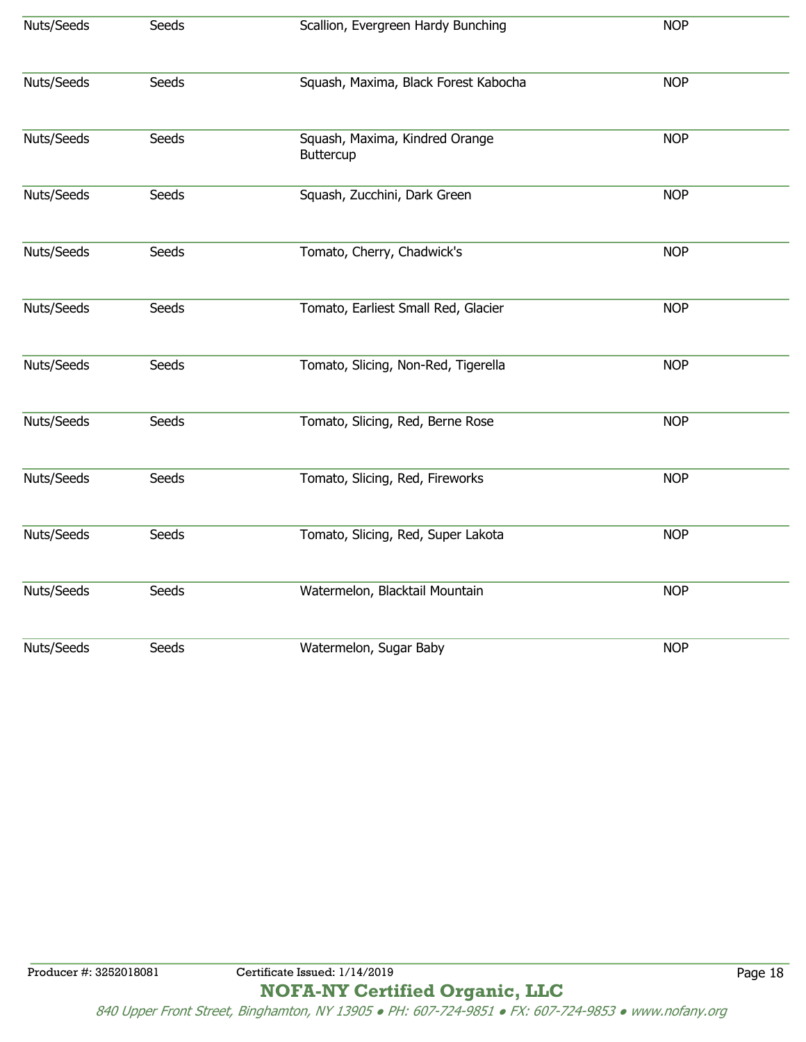| | | | |
|---|---|---|---|
| Nuts/Seeds | Seeds | Scallion, Evergreen Hardy Bunching | NOP |
| Nuts/Seeds | Seeds | Squash, Maxima, Black Forest Kabocha | NOP |
| Nuts/Seeds | Seeds | Squash, Maxima, Kindred Orange Buttercup | NOP |
| Nuts/Seeds | Seeds | Squash, Zucchini, Dark Green | NOP |
| Nuts/Seeds | Seeds | Tomato, Cherry, Chadwick's | NOP |
| Nuts/Seeds | Seeds | Tomato, Earliest Small Red, Glacier | NOP |
| Nuts/Seeds | Seeds | Tomato, Slicing, Non-Red, Tigerella | NOP |
| Nuts/Seeds | Seeds | Tomato, Slicing, Red, Berne Rose | NOP |
| Nuts/Seeds | Seeds | Tomato, Slicing, Red, Fireworks | NOP |
| Nuts/Seeds | Seeds | Tomato, Slicing, Red, Super Lakota | NOP |
| Nuts/Seeds | Seeds | Watermelon, Blacktail Mountain | NOP |
| Nuts/Seeds | Seeds | Watermelon, Sugar Baby | NOP |